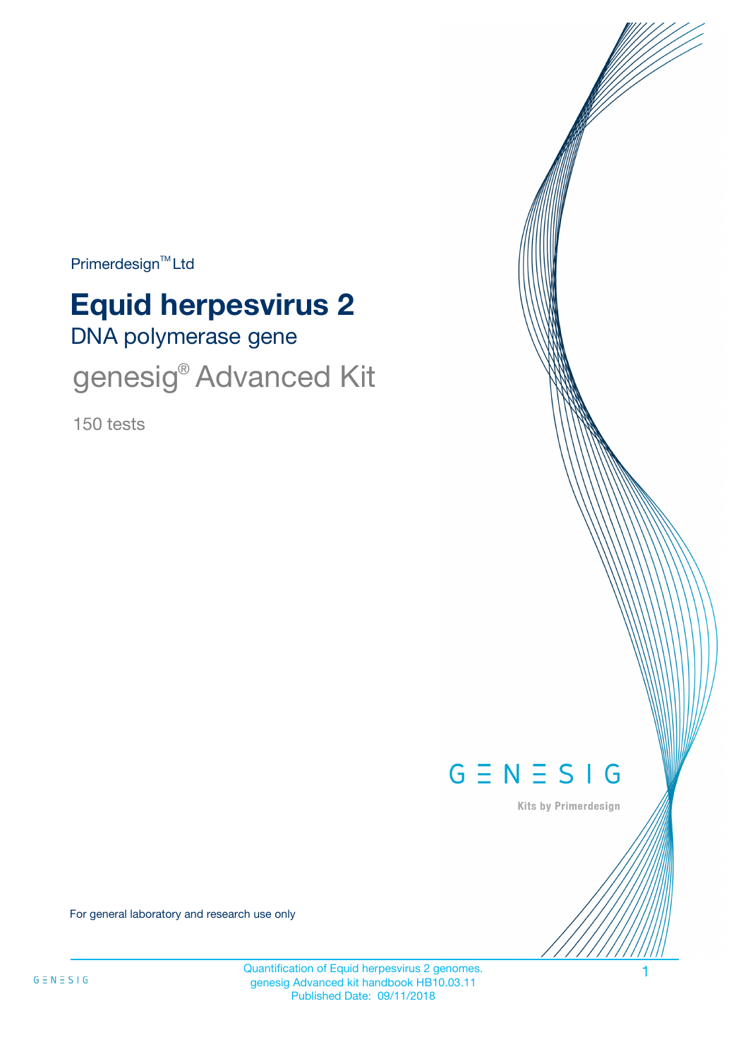Primerdesign™ Ltd

# Equid herpesvirus 2

## DNA polymerase gene

## genesig® Advanced Kit

150 tests

GENESIG

Kits by Primerdesign

For general laboratory and research use only

Quantification of Equid herpesvirus 2 genomes.
genesig Advanced kit handbook HB10.03.11
Published Date: 09/11/2018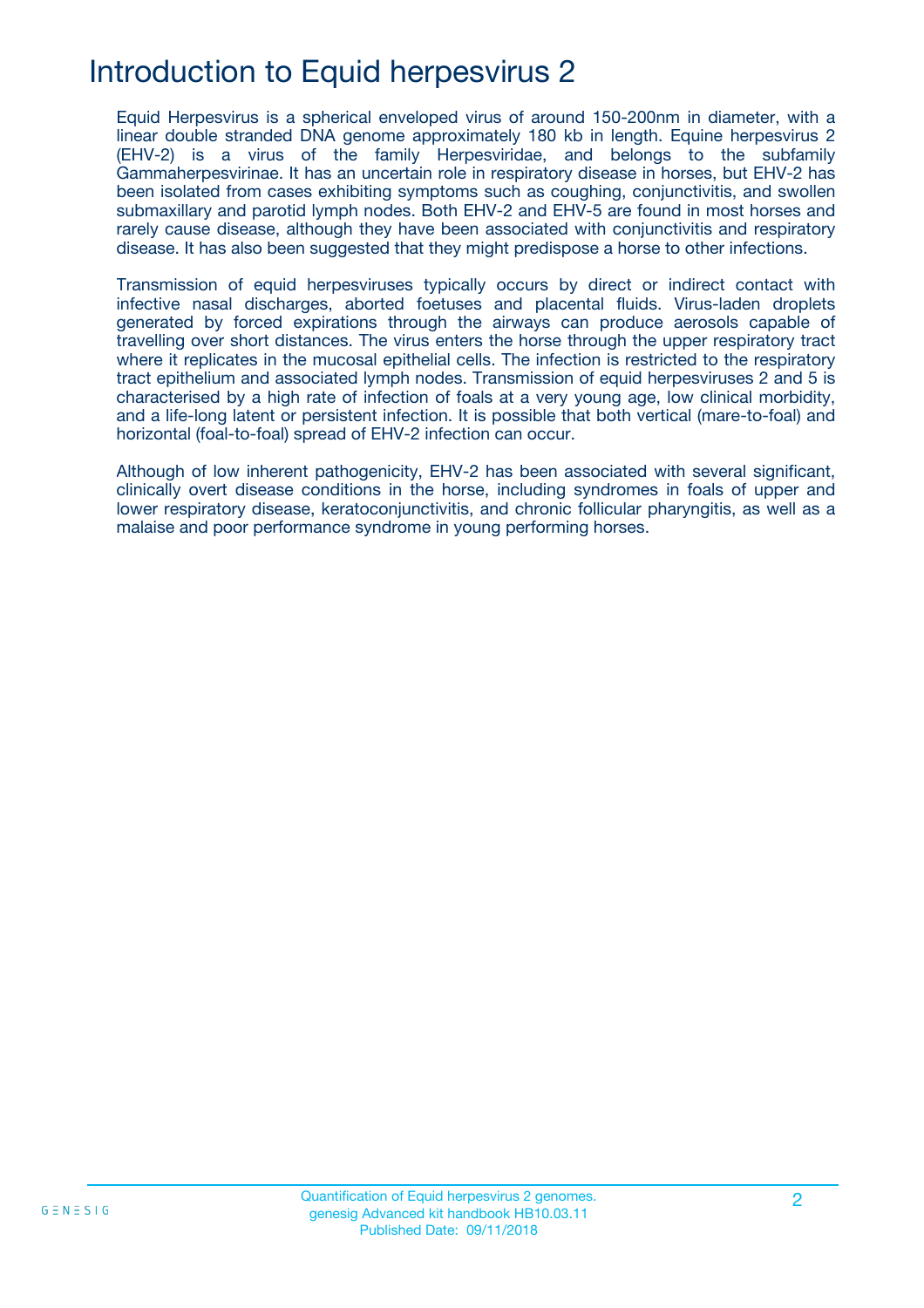# Introduction to Equid herpesvirus 2

Equid Herpesvirus is a spherical enveloped virus of around 150-200nm in diameter, with a linear double stranded DNA genome approximately 180 kb in length. Equine herpesvirus 2 (EHV-2) is a virus of the family Herpesviridae, and belongs to the subfamily Gammaherpesvirinae. It has an uncertain role in respiratory disease in horses, but EHV-2 has been isolated from cases exhibiting symptoms such as coughing, conjunctivitis, and swollen submaxillary and parotid lymph nodes. Both EHV-2 and EHV-5 are found in most horses and rarely cause disease, although they have been associated with conjunctivitis and respiratory disease. It has also been suggested that they might predispose a horse to other infections.

Transmission of equid herpesviruses typically occurs by direct or indirect contact with infective nasal discharges, aborted foetuses and placental fluids. Virus-laden droplets generated by forced expirations through the airways can produce aerosols capable of travelling over short distances. The virus enters the horse through the upper respiratory tract where it replicates in the mucosal epithelial cells. The infection is restricted to the respiratory tract epithelium and associated lymph nodes. Transmission of equid herpesviruses 2 and 5 is characterised by a high rate of infection of foals at a very young age, low clinical morbidity, and a life-long latent or persistent infection. It is possible that both vertical (mare-to-foal) and horizontal (foal-to-foal) spread of EHV-2 infection can occur.

Although of low inherent pathogenicity, EHV-2 has been associated with several significant, clinically overt disease conditions in the horse, including syndromes in foals of upper and lower respiratory disease, keratoconjunctivitis, and chronic follicular pharyngitis, as well as a malaise and poor performance syndrome in young performing horses.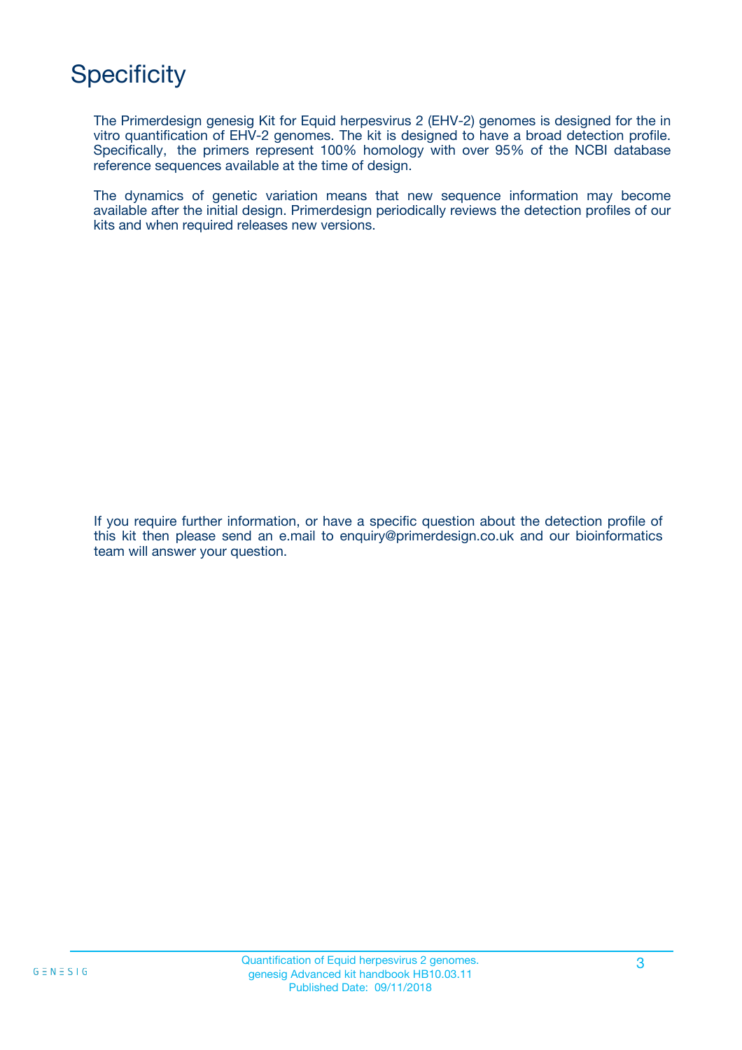# Specificity

The Primerdesign genesig Kit for Equid herpesvirus 2 (EHV-2) genomes is designed for the in vitro quantification of EHV-2 genomes. The kit is designed to have a broad detection profile. Specifically, the primers represent 100% homology with over 95% of the NCBI database reference sequences available at the time of design.

The dynamics of genetic variation means that new sequence information may become available after the initial design. Primerdesign periodically reviews the detection profiles of our kits and when required releases new versions.

If you require further information, or have a specific question about the detection profile of this kit then please send an e.mail to enquiry@primerdesign.co.uk and our bioinformatics team will answer your question.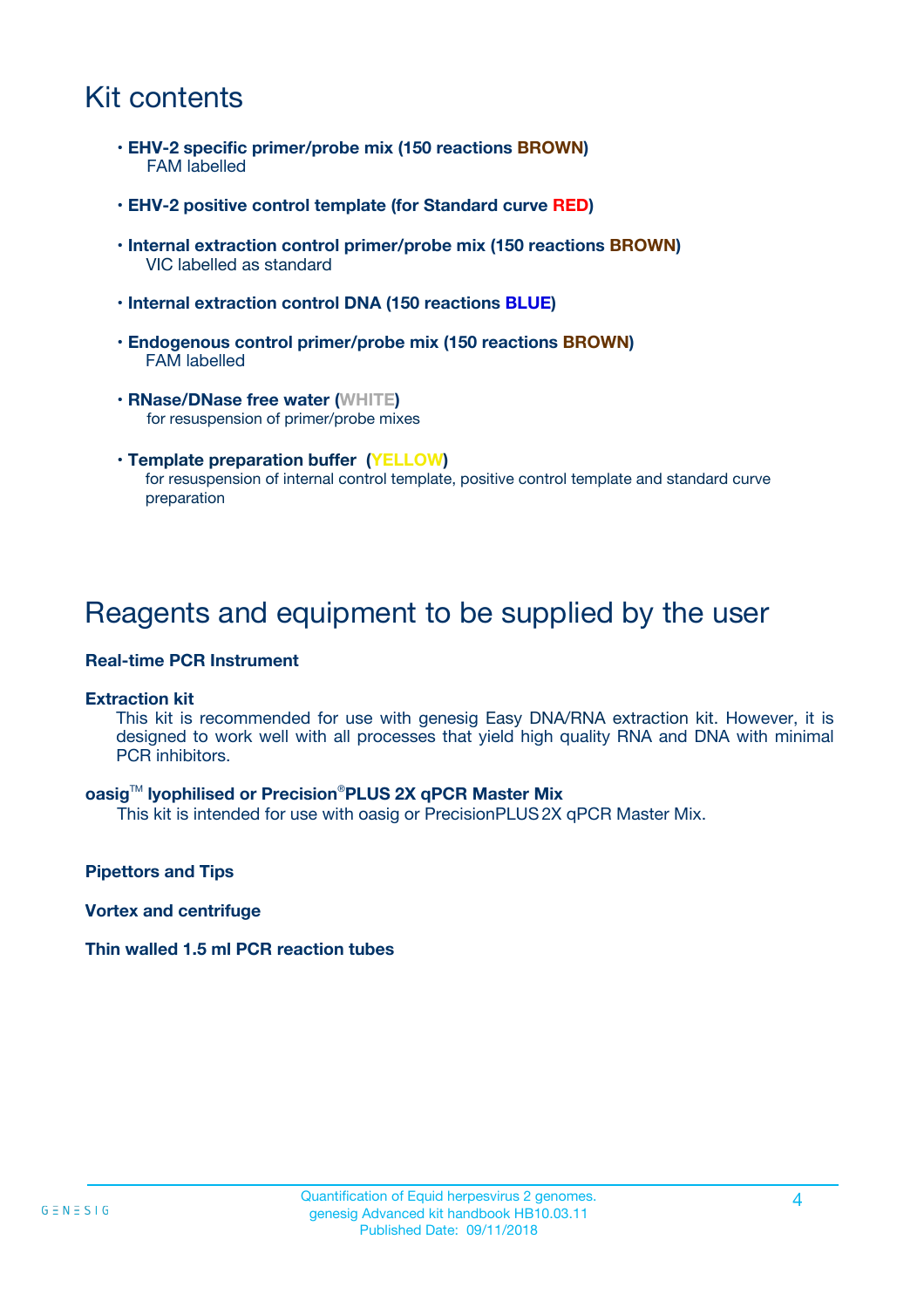# Kit contents

- **EHV-2 specific primer/probe mix (150 reactions BROWN)**
  FAM labelled
- **EHV-2 positive control template (for Standard curve RED)**
- **Internal extraction control primer/probe mix (150 reactions BROWN)**
  VIC labelled as standard
- **Internal extraction control DNA (150 reactions BLUE)**
- **Endogenous control primer/probe mix (150 reactions BROWN)**
  FAM labelled
- **RNase/DNase free water (WHITE)**
  for resuspension of primer/probe mixes
- **Template preparation buffer (YELLOW)**
  for resuspension of internal control template, positive control template and standard curve preparation

# Reagents and equipment to be supplied by the user

**Real-time PCR Instrument**

**Extraction kit**

This kit is recommended for use with genesig Easy DNA/RNA extraction kit. However, it is designed to work well with all processes that yield high quality RNA and DNA with minimal PCR inhibitors.

**oasig™ lyophilised or Precision®PLUS 2X qPCR Master Mix**

This kit is intended for use with oasig or PrecisionPLUS 2X qPCR Master Mix.

**Pipettors and Tips**

**Vortex and centrifuge**

**Thin walled 1.5 ml PCR reaction tubes**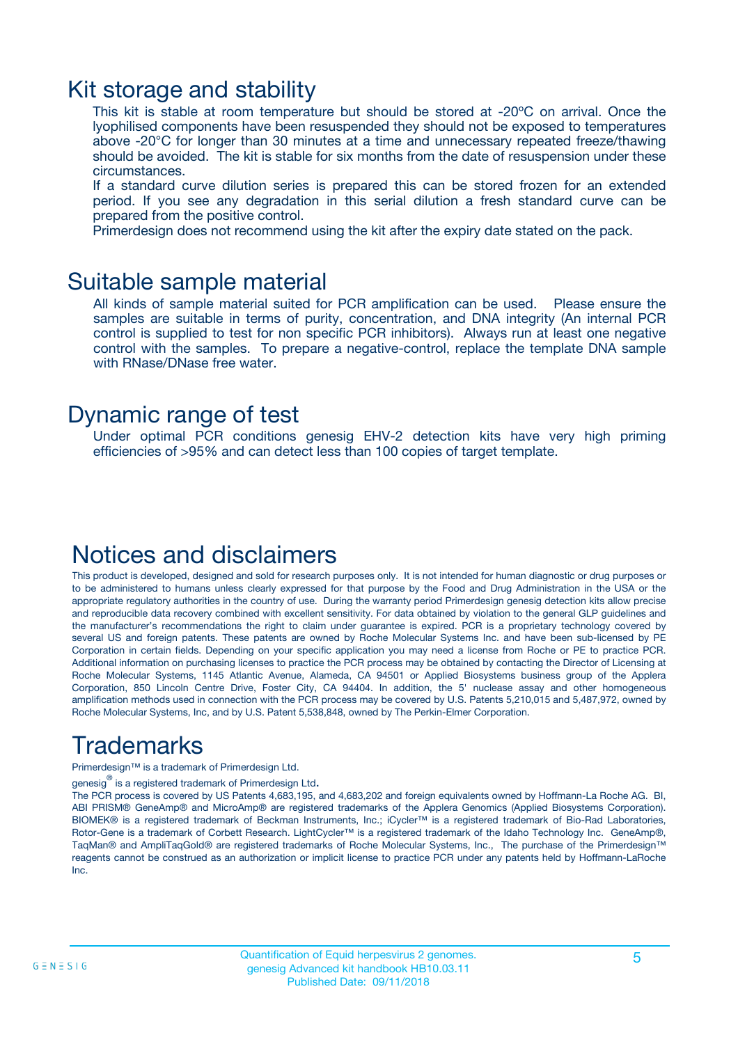## Kit storage and stability

This kit is stable at room temperature but should be stored at -20ºC on arrival. Once the lyophilised components have been resuspended they should not be exposed to temperatures above -20°C for longer than 30 minutes at a time and unnecessary repeated freeze/thawing should be avoided. The kit is stable for six months from the date of resuspension under these circumstances.

If a standard curve dilution series is prepared this can be stored frozen for an extended period. If you see any degradation in this serial dilution a fresh standard curve can be prepared from the positive control.

Primerdesign does not recommend using the kit after the expiry date stated on the pack.

## Suitable sample material

All kinds of sample material suited for PCR amplification can be used. Please ensure the samples are suitable in terms of purity, concentration, and DNA integrity (An internal PCR control is supplied to test for non specific PCR inhibitors). Always run at least one negative control with the samples. To prepare a negative-control, replace the template DNA sample with RNase/DNase free water.

## Dynamic range of test

Under optimal PCR conditions genesig EHV-2 detection kits have very high priming efficiencies of >95% and can detect less than 100 copies of target template.

## Notices and disclaimers

This product is developed, designed and sold for research purposes only. It is not intended for human diagnostic or drug purposes or to be administered to humans unless clearly expressed for that purpose by the Food and Drug Administration in the USA or the appropriate regulatory authorities in the country of use. During the warranty period Primerdesign genesig detection kits allow precise and reproducible data recovery combined with excellent sensitivity. For data obtained by violation to the general GLP guidelines and the manufacturer's recommendations the right to claim under guarantee is expired. PCR is a proprietary technology covered by several US and foreign patents. These patents are owned by Roche Molecular Systems Inc. and have been sub-licensed by PE Corporation in certain fields. Depending on your specific application you may need a license from Roche or PE to practice PCR. Additional information on purchasing licenses to practice the PCR process may be obtained by contacting the Director of Licensing at Roche Molecular Systems, 1145 Atlantic Avenue, Alameda, CA 94501 or Applied Biosystems business group of the Applera Corporation, 850 Lincoln Centre Drive, Foster City, CA 94404. In addition, the 5' nuclease assay and other homogeneous amplification methods used in connection with the PCR process may be covered by U.S. Patents 5,210,015 and 5,487,972, owned by Roche Molecular Systems, Inc, and by U.S. Patent 5,538,848, owned by The Perkin-Elmer Corporation.

## Trademarks

Primerdesign™ is a trademark of Primerdesign Ltd.

genesig® is a registered trademark of Primerdesign Ltd.

The PCR process is covered by US Patents 4,683,195, and 4,683,202 and foreign equivalents owned by Hoffmann-La Roche AG. BI, ABI PRISM® GeneAmp® and MicroAmp® are registered trademarks of the Applera Genomics (Applied Biosystems Corporation). BIOMEK® is a registered trademark of Beckman Instruments, Inc.; iCycler™ is a registered trademark of Bio-Rad Laboratories, Rotor-Gene is a trademark of Corbett Research. LightCycler™ is a registered trademark of the Idaho Technology Inc. GeneAmp®, TaqMan® and AmpliTaqGold® are registered trademarks of Roche Molecular Systems, Inc., The purchase of the Primerdesign™ reagents cannot be construed as an authorization or implicit license to practice PCR under any patents held by Hoffmann-LaRoche Inc.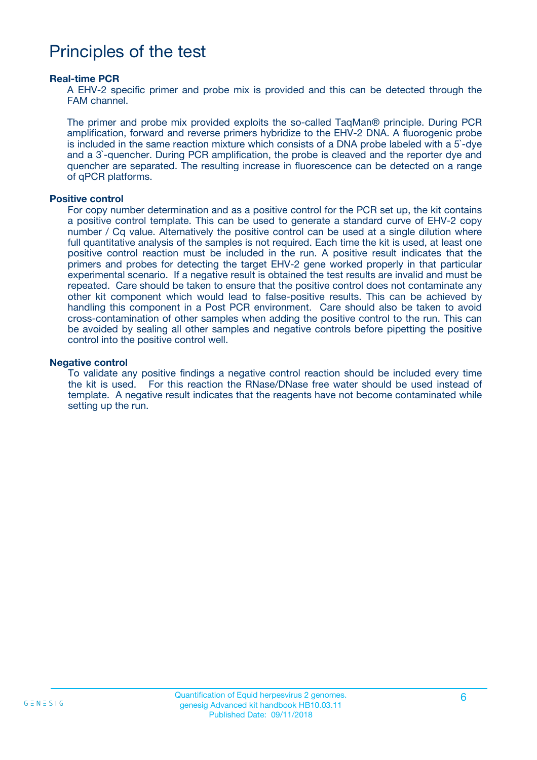# Principles of the test

**Real-time PCR**

A EHV-2 specific primer and probe mix is provided and this can be detected through the FAM channel.

The primer and probe mix provided exploits the so-called TaqMan® principle. During PCR amplification, forward and reverse primers hybridize to the EHV-2 DNA. A fluorogenic probe is included in the same reaction mixture which consists of a DNA probe labeled with a 5`-dye and a 3`-quencher. During PCR amplification, the probe is cleaved and the reporter dye and quencher are separated. The resulting increase in fluorescence can be detected on a range of qPCR platforms.

**Positive control**

For copy number determination and as a positive control for the PCR set up, the kit contains a positive control template. This can be used to generate a standard curve of EHV-2 copy number / Cq value. Alternatively the positive control can be used at a single dilution where full quantitative analysis of the samples is not required. Each time the kit is used, at least one positive control reaction must be included in the run. A positive result indicates that the primers and probes for detecting the target EHV-2 gene worked properly in that particular experimental scenario. If a negative result is obtained the test results are invalid and must be repeated. Care should be taken to ensure that the positive control does not contaminate any other kit component which would lead to false-positive results. This can be achieved by handling this component in a Post PCR environment. Care should also be taken to avoid cross-contamination of other samples when adding the positive control to the run. This can be avoided by sealing all other samples and negative controls before pipetting the positive control into the positive control well.

**Negative control**

To validate any positive findings a negative control reaction should be included every time the kit is used. For this reaction the RNase/DNase free water should be used instead of template. A negative result indicates that the reagents have not become contaminated while setting up the run.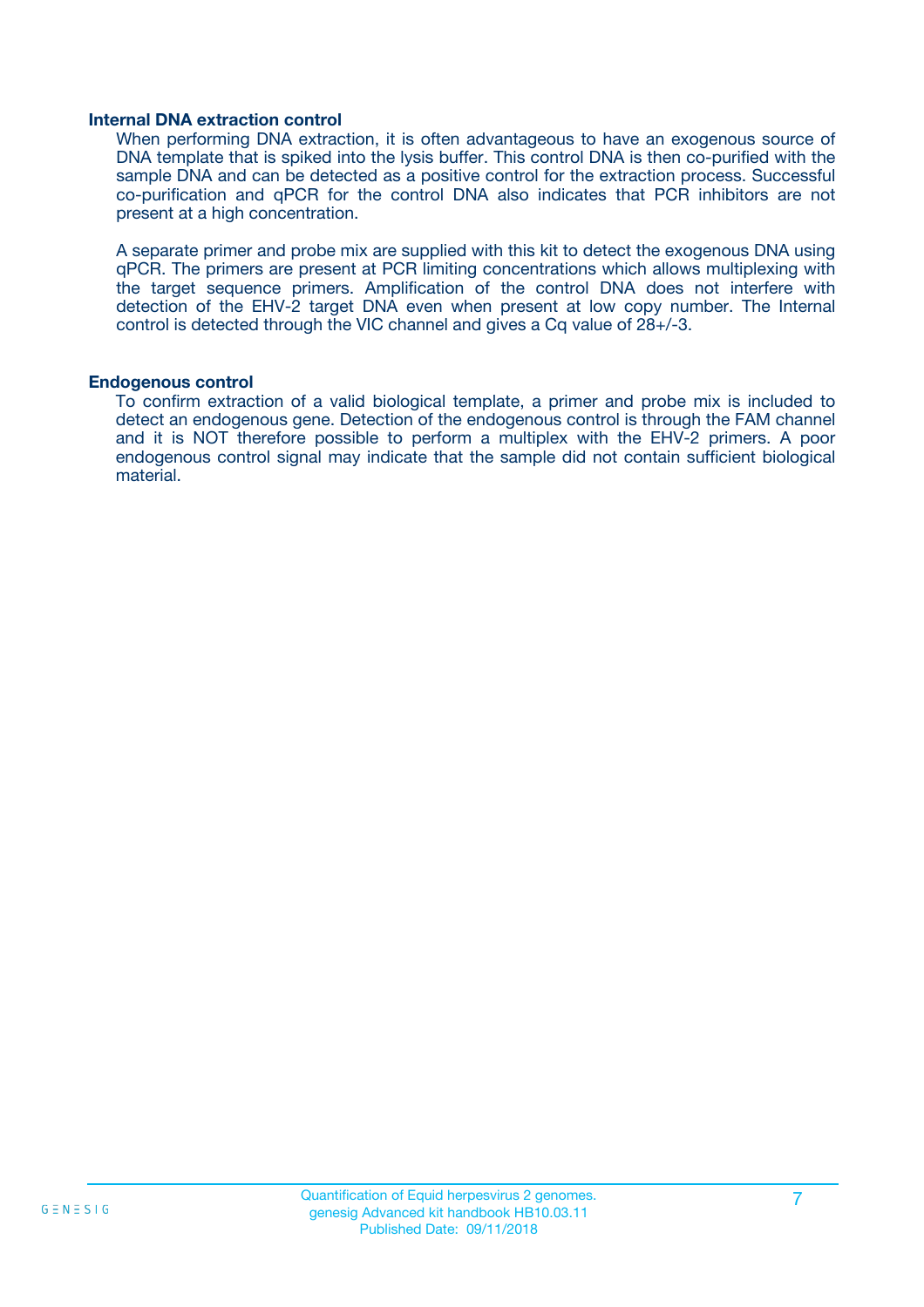**Internal DNA extraction control**

When performing DNA extraction, it is often advantageous to have an exogenous source of DNA template that is spiked into the lysis buffer. This control DNA is then co-purified with the sample DNA and can be detected as a positive control for the extraction process. Successful co-purification and qPCR for the control DNA also indicates that PCR inhibitors are not present at a high concentration.

A separate primer and probe mix are supplied with this kit to detect the exogenous DNA using qPCR. The primers are present at PCR limiting concentrations which allows multiplexing with the target sequence primers. Amplification of the control DNA does not interfere with detection of the EHV-2 target DNA even when present at low copy number. The Internal control is detected through the VIC channel and gives a Cq value of 28+/-3.

**Endogenous control**

To confirm extraction of a valid biological template, a primer and probe mix is included to detect an endogenous gene. Detection of the endogenous control is through the FAM channel and it is NOT therefore possible to perform a multiplex with the EHV-2 primers. A poor endogenous control signal may indicate that the sample did not contain sufficient biological material.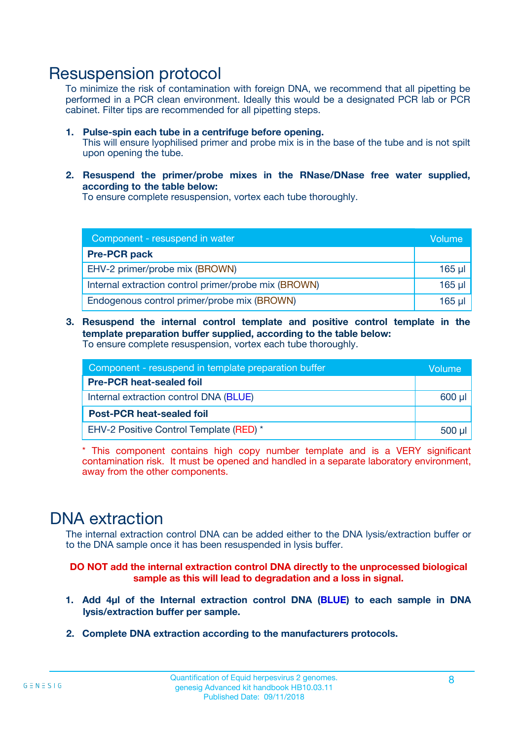# Resuspension protocol

To minimize the risk of contamination with foreign DNA, we recommend that all pipetting be performed in a PCR clean environment. Ideally this would be a designated PCR lab or PCR cabinet. Filter tips are recommended for all pipetting steps.

1. **Pulse-spin each tube in a centrifuge before opening.**
   This will ensure lyophilised primer and probe mix is in the base of the tube and is not spilt upon opening the tube.

2. **Resuspend the primer/probe mixes in the RNase/DNase free water supplied, according to the table below:**
   To ensure complete resuspension, vortex each tube thoroughly.

| Component - resuspend in water | Volume |
|---|---|
| **Pre-PCR pack** | |
| EHV-2 primer/probe mix (BROWN) | 165 µl |
| Internal extraction control primer/probe mix (BROWN) | 165 µl |
| Endogenous control primer/probe mix (BROWN) | 165 µl |

3. **Resuspend the internal control template and positive control template in the template preparation buffer supplied, according to the table below:**
   To ensure complete resuspension, vortex each tube thoroughly.

| Component - resuspend in template preparation buffer | Volume |
|---|---|
| **Pre-PCR heat-sealed foil** | |
| Internal extraction control DNA (BLUE) | 600 µl |
| **Post-PCR heat-sealed foil** | |
| EHV-2 Positive Control Template (RED) * | 500 µl |

* This component contains high copy number template and is a VERY significant contamination risk. It must be opened and handled in a separate laboratory environment, away from the other components.

# DNA extraction

The internal extraction control DNA can be added either to the DNA lysis/extraction buffer or to the DNA sample once it has been resuspended in lysis buffer.

**DO NOT add the internal extraction control DNA directly to the unprocessed biological sample as this will lead to degradation and a loss in signal.**

1. **Add 4µl of the Internal extraction control DNA (BLUE) to each sample in DNA lysis/extraction buffer per sample.**

2. **Complete DNA extraction according to the manufacturers protocols.**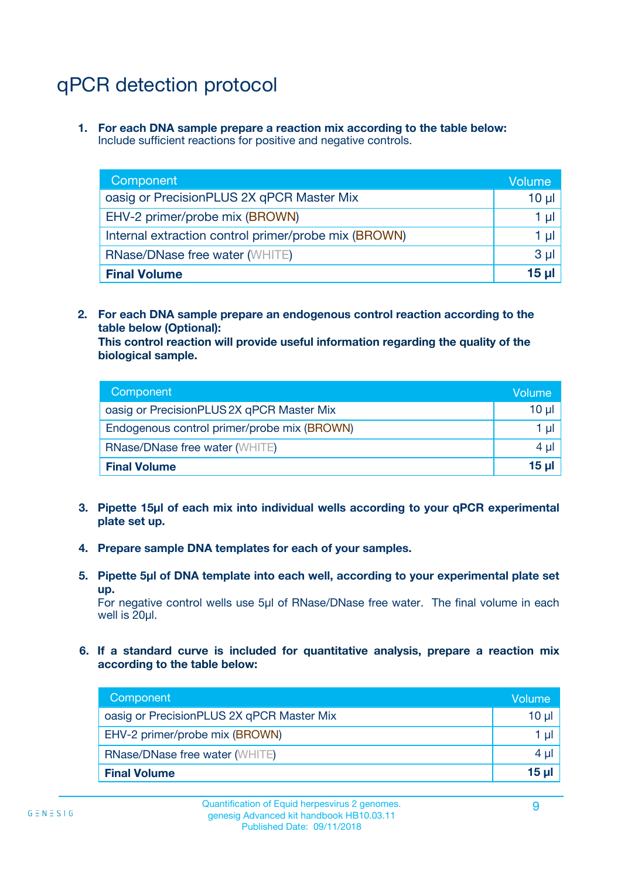# qPCR detection protocol

1. **For each DNA sample prepare a reaction mix according to the table below:**
   Include sufficient reactions for positive and negative controls.

| Component | Volume |
| --- | --- |
| oasig or PrecisionPLUS 2X qPCR Master Mix | 10 µl |
| EHV-2 primer/probe mix (BROWN) | 1 µl |
| Internal extraction control primer/probe mix (BROWN) | 1 µl |
| RNase/DNase free water (WHITE) | 3 µl |
| **Final Volume** | **15 µl** |

2. **For each DNA sample prepare an endogenous control reaction according to the table below (Optional):**
   **This control reaction will provide useful information regarding the quality of the biological sample.**

| Component | Volume |
| --- | --- |
| oasig or PrecisionPLUS 2X qPCR Master Mix | 10 µl |
| Endogenous control primer/probe mix (BROWN) | 1 µl |
| RNase/DNase free water (WHITE) | 4 µl |
| **Final Volume** | **15 µl** |

3. **Pipette 15µl of each mix into individual wells according to your qPCR experimental plate set up.**

4. **Prepare sample DNA templates for each of your samples.**

5. **Pipette 5µl of DNA template into each well, according to your experimental plate set up.**
   For negative control wells use 5µl of RNase/DNase free water. The final volume in each well is 20µl.

6. **If a standard curve is included for quantitative analysis, prepare a reaction mix according to the table below:**

| Component | Volume |
| --- | --- |
| oasig or PrecisionPLUS 2X qPCR Master Mix | 10 µl |
| EHV-2 primer/probe mix (BROWN) | 1 µl |
| RNase/DNase free water (WHITE) | 4 µl |
| **Final Volume** | **15 µl** |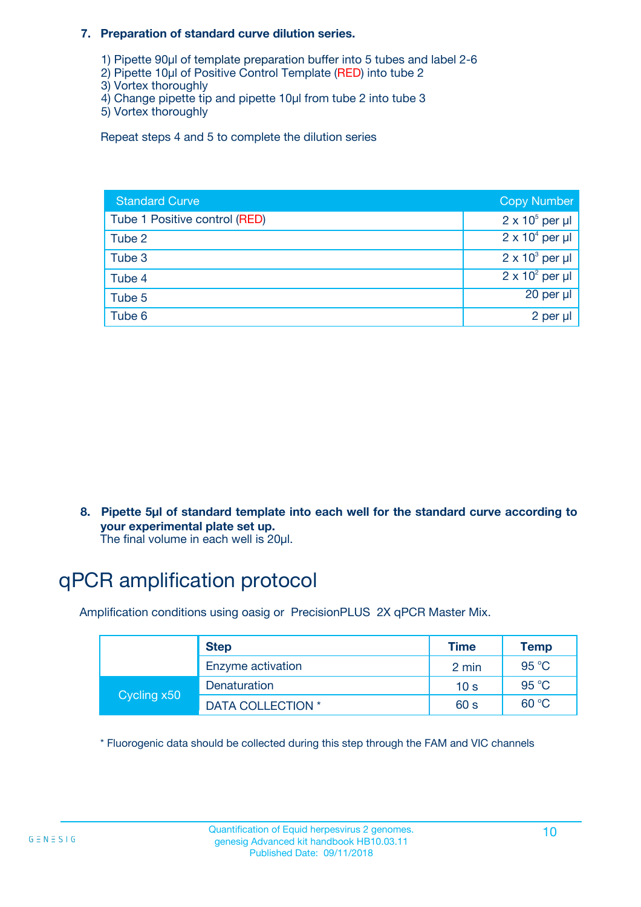**7. Preparation of standard curve dilution series.**

1) Pipette 90µl of template preparation buffer into 5 tubes and label 2-6
2) Pipette 10µl of Positive Control Template (RED) into tube 2
3) Vortex thoroughly
4) Change pipette tip and pipette 10µl from tube 2 into tube 3
5) Vortex thoroughly

Repeat steps 4 and 5 to complete the dilution series

| Standard Curve | Copy Number |
|---|---|
| Tube 1 Positive control (RED) | $2 \times 10^5$ per µl |
| Tube 2 | $2 \times 10^4$ per µl |
| Tube 3 | $2 \times 10^3$ per µl |
| Tube 4 | $2 \times 10^2$ per µl |
| Tube 5 | 20 per µl |
| Tube 6 | 2 per µl |

**8. Pipette 5µl of standard template into each well for the standard curve according to your experimental plate set up.**
The final volume in each well is 20µl.

# qPCR amplification protocol

Amplification conditions using oasig or PrecisionPLUS 2X qPCR Master Mix.

| | Step | Time | Temp |
|---|---|---|---|
| | Enzyme activation | 2 min | 95 °C |
| Cycling x50 | Denaturation | 10 s | 95 °C |
| | DATA COLLECTION * | 60 s | 60 °C |

* Fluorogenic data should be collected during this step through the FAM and VIC channels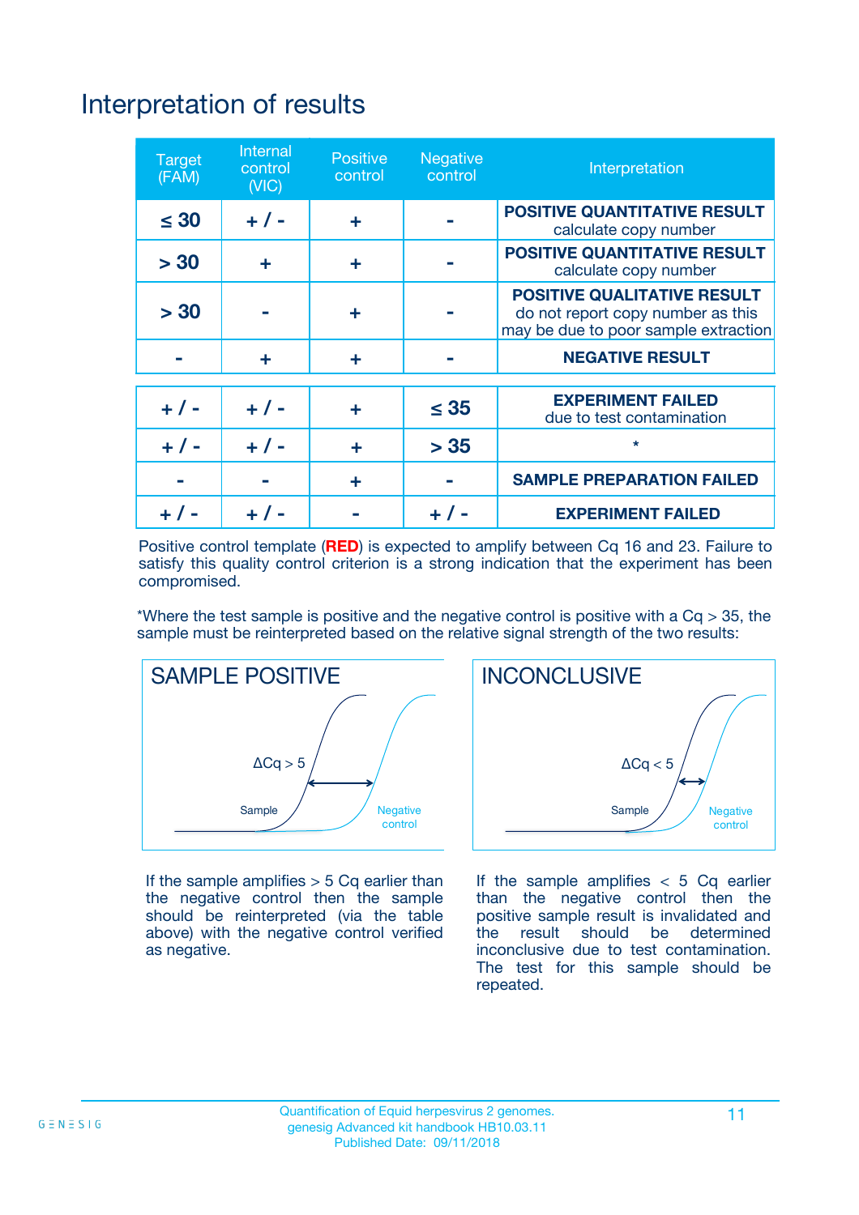# Interpretation of results

| Target (FAM) | Internal control (VIC) | Positive control | Negative control | Interpretation |
|---|---|---|---|---|
| ≤ 30 | + / - | + | - | **POSITIVE QUANTITATIVE RESULT** calculate copy number |
| > 30 | + | + | - | **POSITIVE QUANTITATIVE RESULT** calculate copy number |
| > 30 | - | + | - | **POSITIVE QUALITATIVE RESULT** do not report copy number as this may be due to poor sample extraction |
| - | + | + | - | **NEGATIVE RESULT** |
| + / - | + / - | + | ≤ 35 | **EXPERIMENT FAILED** due to test contamination |
| + / - | + / - | + | > 35 | * |
| - | - | + | - | **SAMPLE PREPARATION FAILED** |
| + / - | + / - | - | + / - | **EXPERIMENT FAILED** |

Positive control template (**RED**) is expected to amplify between Cq 16 and 23. Failure to satisfy this quality control criterion is a strong indication that the experiment has been compromised.

*Where the test sample is positive and the negative control is positive with a Cq > 35, the sample must be reinterpreted based on the relative signal strength of the two results:

SAMPLE POSITIVE

ΔCq > 5

Sample

Negative control

If the sample amplifies > 5 Cq earlier than the negative control then the sample should be reinterpreted (via the table above) with the negative control verified as negative.

INCONCLUSIVE

ΔCq < 5

Sample

Negative control

If the sample amplifies < 5 Cq earlier than the negative control then the positive sample result is invalidated and the result should be determined inconclusive due to test contamination. The test for this sample should be repeated.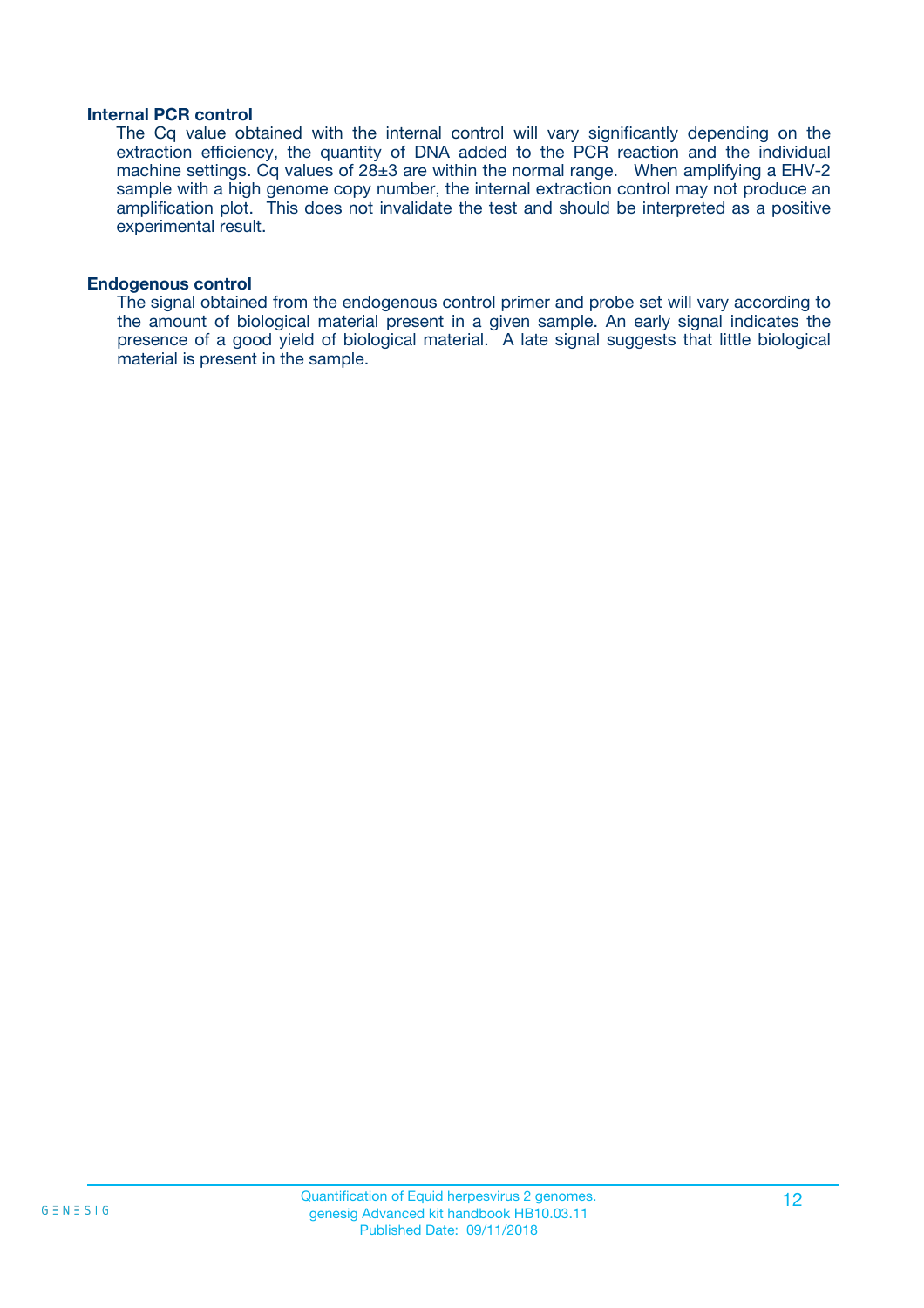### Internal PCR control

The Cq value obtained with the internal control will vary significantly depending on the extraction efficiency, the quantity of DNA added to the PCR reaction and the individual machine settings. Cq values of 28±3 are within the normal range. When amplifying a EHV-2 sample with a high genome copy number, the internal extraction control may not produce an amplification plot. This does not invalidate the test and should be interpreted as a positive experimental result.

### Endogenous control

The signal obtained from the endogenous control primer and probe set will vary according to the amount of biological material present in a given sample. An early signal indicates the presence of a good yield of biological material. A late signal suggests that little biological material is present in the sample.